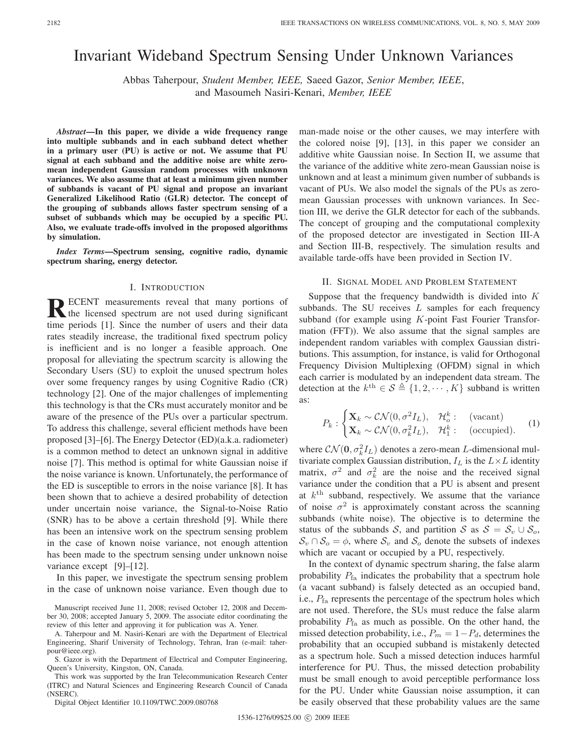# Invariant Wideband Spectrum Sensing Under Unknown Variances

Abbas Taherpour, *Student Member, IEEE,* Saeed Gazor, *Senior Member, IEEE*, and Masoumeh Nasiri-Kenari, *Member, IEEE*

***Abstract*—In this paper, we divide a wide frequency range into multiple subbands and in each subband detect whether in a primary user (PU) is active or not. We assume that PU signal at each subband and the additive noise are white zero-mean independent Gaussian random processes with unknown variances. We also assume that at least a minimum given number of subbands is vacant of PU signal and propose an invariant Generalized Likelihood Ratio (GLR) detector. The concept of the grouping of subbands allows faster spectrum sensing of a subset of subbands which may be occupied by a specific PU. Also, we evaluate trade-offs involved in the proposed algorithms by simulation.**

***Index Terms*—Spectrum sensing, cognitive radio, dynamic spectrum sharing, energy detector.**

## I. Introduction

RECENT measurements reveal that many portions of the licensed spectrum are not used during significant time periods [1]. Since the number of users and their data rates steadily increase, the traditional fixed spectrum policy is inefficient and is no longer a feasible approach. One proposal for alleviating the spectrum scarcity is allowing the Secondary Users (SU) to exploit the unused spectrum holes over some frequency ranges by using Cognitive Radio (CR) technology [2]. One of the major challenges of implementing this technology is that the CRs must accurately monitor and be aware of the presence of the PUs over a particular spectrum. To address this challenge, several efficient methods have been proposed [3]–[6]. The Energy Detector (ED)(a.k.a. radiometer) is a common method to detect an unknown signal in additive noise [7]. This method is optimal for white Gaussian noise if the noise variance is known. Unfortunately, the performance of the ED is susceptible to errors in the noise variance [8]. It has been shown that to achieve a desired probability of detection under uncertain noise variance, the Signal-to-Noise Ratio (SNR) has to be above a certain threshold [9]. While there has been an intensive work on the spectrum sensing problem in the case of known noise variance, not enough attention has been made to the spectrum sensing under unknown noise variance except [9]–[12].

In this paper, we investigate the spectrum sensing problem in the case of unknown noise variance. Even though due to man-made noise or the other causes, we may interfere with the colored noise [9], [13], in this paper we consider an additive white Gaussian noise. In Section II, we assume that the variance of the additive white zero-mean Gaussian noise is unknown and at least a minimum given number of subbands is vacant of PUs. We also model the signals of the PUs as zero-mean Gaussian processes with unknown variances. In Section III, we derive the GLR detector for each of the subbands. The concept of grouping and the computational complexity of the proposed detector are investigated in Section III-A and Section III-B, respectively. The simulation results and available tarde-offs have been provided in Section IV.

Manuscript received June 11, 2008; revised October 12, 2008 and December 30, 2008; accepted January 5, 2009. The associate editor coordinating the review of this letter and approving it for publication was A. Yener.

A. Taherpour and M. Nasiri-Kenari are with the Department of Electrical Engineering, Sharif University of Technology, Tehran, Iran (e-mail: taherpour@ieee.org).

S. Gazor is with the Department of Electrical and Computer Engineering, Queen's University, Kingston, ON, Canada.

This work was supported by the Iran Telecommunication Research Center (ITRC) and Natural Sciences and Engineering Research Council of Canada (NSERC).

Digital Object Identifier 10.1109/TWC.2009.080768

## II. Signal Model and Problem Statement

Suppose that the frequency bandwidth is divided into $K$ subbands. The SU receives $L$ samples for each frequency subband (for example using $K$-point Fast Fourier Transformation (FFT)). We also assume that the signal samples are independent random variables with complex Gaussian distributions. This assumption, for instance, is valid for Orthogonal Frequency Division Multiplexing (OFDM) signal in which each carrier is modulated by an independent data stream. The detection at the $k^{\text{th}} \in \mathcal{S} \triangleq \{1, 2, \cdots, K\}$ subband is written as:

$$P_k : \begin{cases} \mathbf{X}_k \sim \mathcal{CN}(0, \sigma^2 I_L), & \mathcal{H}_o^k : \quad \text{(vacant)} \\ \mathbf{X}_k \sim \mathcal{CN}(0, \sigma_k^2 I_L), & \mathcal{H}_1^k : \quad \text{(occupied)}. \end{cases} \tag{1}$$

where $\mathcal{CN}(\mathbf{0}, \sigma_k^2 I_L)$ denotes a zero-mean $L$-dimensional multivariate complex Gaussian distribution, $I_L$ is the $L \times L$ identity matrix, $\sigma^2$ and $\sigma_k^2$ are the noise and the received signal variance under the condition that a PU is absent and present at $k^{\text{th}}$ subband, respectively. We assume that the variance of noise $\sigma^2$ is approximately constant across the scanning subbands (white noise). The objective is to determine the status of the subbands $\mathcal{S}$, and partition $\mathcal{S}$ as $\mathcal{S} = \mathcal{S}_v \cup \mathcal{S}_o$, $\mathcal{S}_v \cap \mathcal{S}_o = \phi$, where $\mathcal{S}_v$ and $\mathcal{S}_o$ denote the subsets of indexes which are vacant or occupied by a PU, respectively.

In the context of dynamic spectrum sharing, the false alarm probability $P_{\text{fa}}$ indicates the probability that a spectrum hole (a vacant subband) is falsely detected as an occupied band, i.e., $P_{\text{fa}}$ represents the percentage of the spectrum holes which are not used. Therefore, the SUs must reduce the false alarm probability $P_{\text{fa}}$ as much as possible. On the other hand, the missed detection probability, i.e., $P_m = 1 - P_d$, determines the probability that an occupied subband is mistakenly detected as a spectrum hole. Such a missed detection induces harmful interference for PU. Thus, the missed detection probability must be small enough to avoid perceptible performance loss for the PU. Under white Gaussian noise assumption, it can be easily observed that these probability values are the same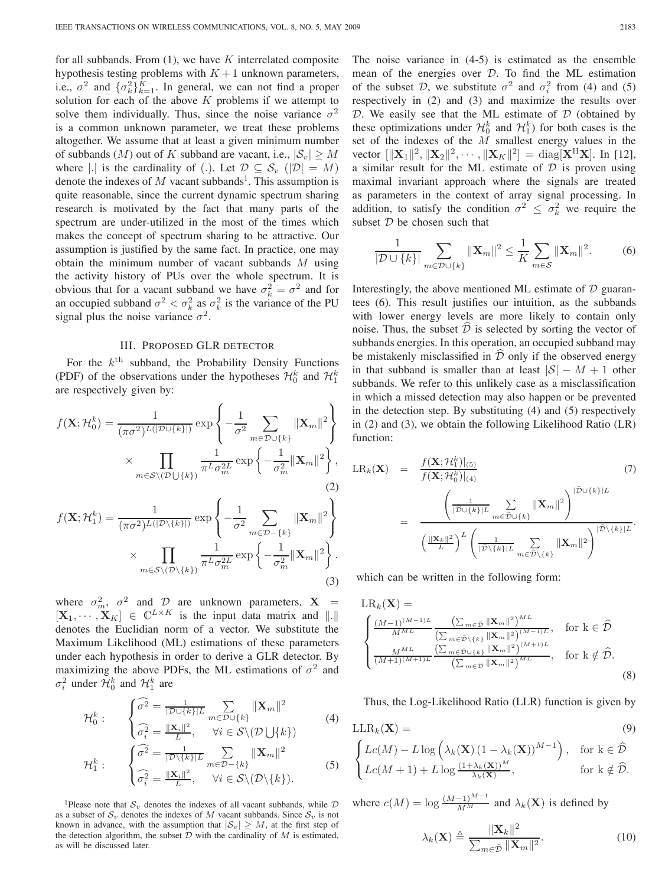for all subbands. From (1), we have $K$ interrelated composite hypothesis testing problems with $K+1$ unknown parameters, i.e., $\sigma^2$ and $\{\sigma_k^2\}_{k=1}^K$. In general, we can not find a proper solution for each of the above $K$ problems if we attempt to solve them individually. Thus, since the noise variance $\sigma^2$ is a common unknown parameter, we treat these problems altogether. We assume that at least a given minimum number of subbands ($M$) out of $K$ subband are vacant, i.e., $|\mathcal{S}_v| \geq M$ where $|.|$ is the cardinality of $(.)$. Let $\mathcal{D} \subseteq \mathcal{S}_v$ ($|\mathcal{D}| = M$) denote the indexes of $M$ vacant subbands[1]. This assumption is quite reasonable, since the current dynamic spectrum sharing research is motivated by the fact that many parts of the spectrum are under-utilized in the most of the times which makes the concept of spectrum sharing to be attractive. Our assumption is justified by the same fact. In practice, one may obtain the minimum number of vacant subbands $M$ using the activity history of PUs over the whole spectrum. It is obvious that for a vacant subband we have $\sigma_k^2 = \sigma^2$ and for an occupied subband $\sigma^2 < \sigma_k^2$ as $\sigma_k^2$ is the variance of the PU signal plus the noise variance $\sigma^2$.

## III. Proposed GLR Detector

For the $k^{\text{th}}$ subband, the Probability Density Functions (PDF) of the observations under the hypotheses $\mathcal{H}_0^k$ and $\mathcal{H}_1^k$ are respectively given by:

$$
f(\mathbf{X};\mathcal{H}_0^k) = \frac{1}{(\pi\sigma^2)^{L(|\mathcal{D}\cup\{k\}|)}} \exp\left\{-\frac{1}{\sigma^2}\sum_{m\in\mathcal{D}\cup\{k\}} \|\mathbf{X}_m\|^2\right\} \times \prod_{m\in\mathcal{S}\setminus(\mathcal{D}\bigcup\{k\})} \frac{1}{\pi^L\sigma_m^{2L}} \exp\left\{-\frac{1}{\sigma_m^2}\|\mathbf{X}_m\|^2\right\}, \tag{2}
$$

$$
f(\mathbf{X};\mathcal{H}_1^k) = \frac{1}{(\pi\sigma^2)^{L(|\mathcal{D}\setminus\{k\}|)}} \exp\left\{-\frac{1}{\sigma^2}\sum_{m\in\mathcal{D}-\{k\}} \|\mathbf{X}_m\|^2\right\} \times \prod_{m\in\mathcal{S}\setminus(\mathcal{D}\setminus\{k\})} \frac{1}{\pi^L\sigma_m^{2L}} \exp\left\{-\frac{1}{\sigma_m^2}\|\mathbf{X}_m\|^2\right\}. \tag{3}
$$

where $\sigma_m^2$, $\sigma^2$ and $\mathcal{D}$ are unknown parameters, $\mathbf{X} = [\mathbf{X}_1, \cdots, \mathbf{X}_K] \in \mathbb{C}^{L\times K}$ is the input data matrix and $\|.\|$ denotes the Euclidian norm of a vector. We substitute the Maximum Likelihood (ML) estimations of these parameters under each hypothesis in order to derive a GLR detector. By maximizing the above PDFs, the ML estimations of $\sigma^2$ and $\sigma_i^2$ under $\mathcal{H}_0^k$ and $\mathcal{H}_1^k$ are

$$
\mathcal{H}_0^k: \quad \begin{cases} \widehat{\sigma^2} = \frac{1}{|\mathcal{D}\cup\{k\}|L} \sum_{m\in\mathcal{D}\cup\{k\}} \|\mathbf{X}_m\|^2 \\ \widehat{\sigma_i^2} = \frac{\|\mathbf{X}_i\|^2}{L}, \quad \forall i \in \mathcal{S}\setminus(\mathcal{D}\bigcup\{k\}) \end{cases} \tag{4}
$$

$$
\mathcal{H}_1^k: \quad \begin{cases} \widehat{\sigma^2} = \frac{1}{|\mathcal{D}\setminus\{k\}|L} \sum_{m\in\mathcal{D}-\{k\}} \|\mathbf{X}_m\|^2 \\ \widehat{\sigma_i^2} = \frac{\|\mathbf{X}_i\|^2}{L}, \quad \forall i \in \mathcal{S}\setminus(\mathcal{D}\setminus\{k\}). \end{cases} \tag{5}
$$

[1]Please note that $\mathcal{S}_v$ denotes the indexes of all vacant subbands, while $\mathcal{D}$ as a subset of $\mathcal{S}_v$ denotes the indexes of $M$ vacant subbands. Since $\mathcal{S}_v$ is not known in advance, with the assumption that $|\mathcal{S}_v| \geq M$, at the first step of the detection algorithm, the subset $\mathcal{D}$ with the cardinality of $M$ is estimated, as will be discussed later.

The noise variance in (4-5) is estimated as the ensemble mean of the energies over $\mathcal{D}$. To find the ML estimation of the subset $\mathcal{D}$, we substitute $\sigma^2$ and $\sigma_i^2$ from (4) and (5) respectively in (2) and (3) and maximize the results over $\mathcal{D}$. We easily see that the ML estimate of $\mathcal{D}$ (obtained by these optimizations under $\mathcal{H}_0^k$ and $\mathcal{H}_1^k$) for both cases is the set of the indexes of the $M$ smallest energy values in the vector $[\|\mathbf{X}_1\|^2, \|\mathbf{X}_2\|^2, \cdots, \|\mathbf{X}_K\|^2] = \text{diag}[\mathbf{X}^{\text{H}}\mathbf{X}]$. In [12], a similar result for the ML estimate of $\mathcal{D}$ is proven using maximal invariant approach where the signals are treated as parameters in the context of array signal processing. In addition, to satisfy the condition $\sigma^2 \leq \sigma_k^2$ we require the subset $\mathcal{D}$ be chosen such that

$$
\frac{1}{|\mathcal{D}\cup\{k\}|} \sum_{m\in\mathcal{D}\cup\{k\}} \|\mathbf{X}_m\|^2 \leq \frac{1}{K}\sum_{m\in\mathcal{S}} \|\mathbf{X}_m\|^2. \tag{6}
$$

Interestingly, the above mentioned ML estimate of $\mathcal{D}$ guarantees (6). This result justifies our intuition, as the subbands with lower energy levels are more likely to contain only noise. Thus, the subset $\widehat{\mathcal{D}}$ is selected by sorting the vector of subbands energies. In this operation, an occupied subband may be mistakenly misclassified in $\widehat{\mathcal{D}}$ only if the observed energy in that subband is smaller than at least $|\mathcal{S}| - M + 1$ other subbands. We refer to this unlikely case as a misclassification in which a missed detection may also happen or be prevented in the detection step. By substituting (4) and (5) respectively in (2) and (3), we obtain the following Likelihood Ratio (LR) function:

$$
\text{LR}_k(\mathbf{X}) = \frac{f(\mathbf{X};\mathcal{H}_1^k)|_{(5)}}{f(\mathbf{X};\mathcal{H}_0^k)|_{(4)}} = \frac{\left(\frac{1}{|\widehat{\mathcal{D}}\cup\{k\}|L}\sum_{m\in\widehat{\mathcal{D}}\cup\{k\}} \|\mathbf{X}_m\|^2\right)^{|\widehat{\mathcal{D}}\cup\{k\}|L}}{\left(\frac{\|\mathbf{X}_k\|^2}{L}\right)^L \left(\frac{1}{|\widehat{\mathcal{D}}\setminus\{k\}|L}\sum_{m\in\widehat{\mathcal{D}}\setminus\{k\}} \|\mathbf{X}_m\|^2\right)^{|\widehat{\mathcal{D}}\setminus\{k\}|L}}. \tag{7}
$$

which can be written in the following form:

$$
\text{LR}_k(\mathbf{X}) = \begin{cases} \frac{(M-1)^{(M-1)L}}{M^{ML}} \frac{\left(\sum_{m\in\widehat{\mathcal{D}}} \|\mathbf{X}_m\|^2\right)^{ML}}{\left(\sum_{m\in\widehat{\mathcal{D}}\setminus\{k\}} \|\mathbf{X}_m\|^2\right)^{(M-1)L}}, & \text{for k} \in \widehat{\mathcal{D}} \\ \frac{M^{ML}}{(M+1)^{(M+1)L}} \frac{\left(\sum_{m\in\widehat{\mathcal{D}}\cup\{k\}} \|\mathbf{X}_m\|^2\right)^{(M+1)L}}{\left(\sum_{m\in\widehat{\mathcal{D}}} \|\mathbf{X}_m\|^2\right)^{ML}}, & \text{for k} \notin \widehat{\mathcal{D}}. \end{cases} \tag{8}
$$

Thus, the Log-Likelihood Ratio (LLR) function is given by

$$
\text{LLR}_k(\mathbf{X}) = \begin{cases} Lc(M) - L\log\left(\lambda_k(\mathbf{X})\left(1-\lambda_k(\mathbf{X})\right)^{M-1}\right), & \text{for k} \in \widehat{\mathcal{D}} \\ Lc(M+1) + L\log\frac{(1+\lambda_k(\mathbf{X}))^M}{\lambda_k(\mathbf{X})}, & \text{for k} \notin \widehat{\mathcal{D}}. \end{cases} \tag{9}
$$

where $c(M) = \log\frac{(M-1)^{M-1}}{M^M}$ and $\lambda_k(\mathbf{X})$ is defined by

$$
\lambda_k(\mathbf{X}) \triangleq \frac{\|\mathbf{X}_k\|^2}{\sum_{m\in\widehat{\mathcal{D}}} \|\mathbf{X}_m\|^2}. \tag{10}
$$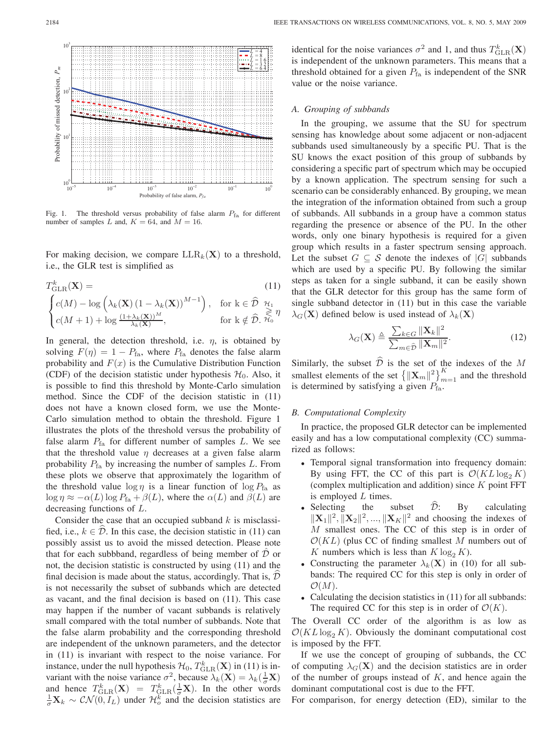Fig. 1. The threshold versus probability of false alarm $P_{\rm fa}$ for different number of samples $L$ and, $K = 64$, and $M = 16$.

For making decision, we compare $\text{LLR}_k(\mathbf{X})$ to a threshold, i.e., the GLR test is simplified as

$$T^k_{\rm GLR}(\mathbf{X}) = \tag{11}$$
$$\begin{cases} c(M) - \log\left(\lambda_k(\mathbf{X})\left(1 - \lambda_k(\mathbf{X})\right)^{M-1}\right), & \text{for k} \in \widehat{\mathcal{D}} \\ c(M+1) + \log \frac{(1+\lambda_k(\mathbf{X}))^M}{\lambda_k(\mathbf{X})}, & \text{for k} \notin \widehat{\mathcal{D}}. \end{cases} \underset{\mathcal{H}_0}{\overset{\mathcal{H}_1}{\gtrless}} \eta$$

In general, the detection threshold, i.e. $\eta$, is obtained by solving $F(\eta) = 1 - P_{\rm fa}$, where $P_{\rm fa}$ denotes the false alarm probability and $F(x)$ is the Cumulative Distribution Function (CDF) of the decision statistic under hypothesis $\mathcal{H}_0$. Also, it is possible to find this threshold by Monte-Carlo simulation method. Since the CDF of the decision statistic in (11) does not have a known closed form, we use the Monte-Carlo simulation method to obtain the threshold. Figure 1 illustrates the plots of the threshold versus the probability of false alarm $P_{\rm fa}$ for different number of samples $L$. We see that the threshold value $\eta$ decreases at a given false alarm probability $P_{\rm fa}$ by increasing the number of samples $L$. From these plots we observe that approximately the logarithm of the threshold value $\log \eta$ is a linear function of $\log P_{\rm fa}$ as $\log \eta \approx -\alpha(L) \log P_{\rm fa} + \beta(L)$, where the $\alpha(L)$ and $\beta(L)$ are decreasing functions of $L$.

Consider the case that an occupied subband $k$ is misclassified, i.e., $k \in \widehat{\mathcal{D}}$. In this case, the decision statistic in (11) can possibly assist us to avoid the missed detection. Please note that for each subbband, regardless of being member of $\hat{\mathcal{D}}$ or not, the decision statistic is constructed by using (11) and the final decision is made about the status, accordingly. That is, $\widehat{\mathcal{D}}$ is not necessarily the subset of subbands which are detected as vacant, and the final decision is based on (11). This case may happen if the number of vacant subbands is relatively small compared with the total number of subbands. Note that the false alarm probability and the corresponding threshold are independent of the unknown parameters, and the detector in (11) is invariant with respect to the noise variance. For instance, under the null hypothesis $\mathcal{H}_0$, $T^k_{\rm GLR}(\mathbf{X})$ in (11) is invariant with the noise variance $\sigma^2$, because $\lambda_k(\mathbf{X}) = \lambda_k(\frac{1}{\sigma}\mathbf{X})$ and hence $T^k_{\rm GLR}(\mathbf{X}) = T^k_{\rm GLR}(\frac{1}{\sigma}\mathbf{X})$. In the other words $\frac{1}{\sigma}\mathbf{X}_k \sim \mathcal{CN}(0, I_L)$ under $\mathcal{H}^k_o$ and the decision statistics are identical for the noise variances $\sigma^2$ and 1, and thus $T^k_{\rm GLR}(\mathbf{X})$ is independent of the unknown parameters. This means that a threshold obtained for a given $P_{\rm fa}$ is independent of the SNR value or the noise variance.

### A. Grouping of subbands

In the grouping, we assume that the SU for spectrum sensing has knowledge about some adjacent or non-adjacent subbands used simultaneously by a specific PU. That is the SU knows the exact position of this group of subbands by considering a specific part of spectrum which may be occupied by a known application. The spectrum sensing for such a scenario can be considerably enhanced. By grouping, we mean the integration of the information obtained from such a group of subbands. All subbands in a group have a common status regarding the presence or absence of the PU. In the other words, only one binary hypothesis is required for a given group which results in a faster spectrum sensing approach. Let the subset $G \subseteq \mathcal{S}$ denote the indexes of $|G|$ subbands which are used by a specific PU. By following the similar steps as taken for a single subband, it can be easily shown that the GLR detector for this group has the same form of single subband detector in (11) but in this case the variable $\lambda_G(\mathbf{X})$ defined below is used instead of $\lambda_k(\mathbf{X})$

$$\lambda_G(\mathbf{X}) \triangleq \frac{\sum_{k \in G} \|\mathbf{X}_k\|^2}{\sum_{m \in \widehat{\mathcal{D}}} \|\mathbf{X}_m\|^2}. \tag{12}$$

Similarly, the subset $\widehat{\mathcal{D}}$ is the set of the indexes of the $M$ smallest elements of the set $\left\{\|\mathbf{X}_m\|^2\right\}_{m=1}^K$ and the threshold is determined by satisfying a given $P_{\rm fa}$.

### B. Computational Complexity

In practice, the proposed GLR detector can be implemented easily and has a low computational complexity (CC) summarized as follows:

- Temporal signal transformation into frequency domain: By using FFT, the CC of this part is $\mathcal{O}(KL \log_2 K)$ (complex multiplication and addition) since $K$ point FFT is employed $L$ times.
- Selecting the subset $\widehat{\mathcal{D}}$: By calculating $\|\mathbf{X}_1\|^2, \|\mathbf{X}_2\|^2, ..., \|\mathbf{X}_K\|^2$ and choosing the indexes of $M$ smallest ones. The CC of this step is in order of $\mathcal{O}(KL)$ (plus CC of finding smallest $M$ numbers out of $K$ numbers which is less than $K \log_2 K$).
- Constructing the parameter $\lambda_k(\mathbf{X})$ in (10) for all subbands: The required CC for this step is only in order of $\mathcal{O}(M)$.
- Calculating the decision statistics in (11) for all subbands: The required CC for this step is in order of $\mathcal{O}(K)$.

The Overall CC order of the algorithm is as low as $\mathcal{O}(KL \log_2 K)$. Obviously the dominant computational cost is imposed by the FFT.

If we use the concept of grouping of subbands, the CC of computing $\lambda_G(\mathbf{X})$ and the decision statistics are in order of the number of groups instead of $K$, and hence again the dominant computational cost is due to the FFT.

For comparison, for energy detection (ED), similar to the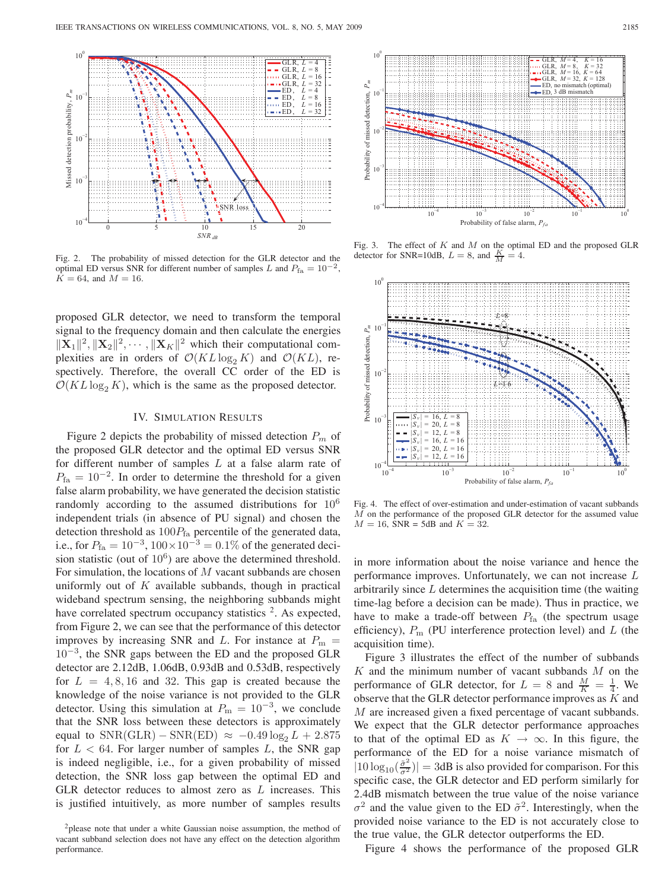Fig. 2. The probability of missed detection for the GLR detector and the optimal ED versus SNR for different number of samples $L$ and $P_{\text{fa}} = 10^{-2}$, $K = 64$, and $M = 16$.

proposed GLR detector, we need to transform the temporal signal to the frequency domain and then calculate the energies $\|\mathbf{X}_1\|^2, \|\mathbf{X}_2\|^2, \cdots, \|\mathbf{X}_K\|^2$ which their computational complexities are in orders of $\mathcal{O}(KL\log_2 K)$ and $\mathcal{O}(KL)$, respectively. Therefore, the overall CC order of the ED is $\mathcal{O}(KL\log_2 K)$, which is the same as the proposed detector.

## IV. Simulation Results

Figure 2 depicts the probability of missed detection $P_m$ of the proposed GLR detector and the optimal ED versus SNR for different number of samples $L$ at a false alarm rate of $P_{\text{fa}} = 10^{-2}$. In order to determine the threshold for a given false alarm probability, we have generated the decision statistic randomly according to the assumed distributions for $10^6$ independent trials (in absence of PU signal) and chosen the detection threshold as $100P_{\text{fa}}$ percentile of the generated data, i.e., for $P_{\text{fa}} = 10^{-3}$, $100 \times 10^{-3} = 0.1\%$ of the generated decision statistic (out of $10^6$) are above the determined threshold. For simulation, the locations of $M$ vacant subbands are chosen uniformly out of $K$ available subbands, though in practical wideband spectrum sensing, the neighboring subbands might have correlated spectrum occupancy statistics [2]. As expected, from Figure 2, we can see that the performance of this detector improves by increasing SNR and $L$. For instance at $P_{\text{m}} = 10^{-3}$, the SNR gaps between the ED and the proposed GLR detector are 2.12dB, 1.06dB, 0.93dB and 0.53dB, respectively for $L = 4, 8, 16$ and 32. This gap is created because the knowledge of the noise variance is not provided to the GLR detector. Using this simulation at $P_{\text{m}} = 10^{-3}$, we conclude that the SNR loss between these detectors is approximately equal to $\text{SNR(GLR)} - \text{SNR(ED)} \approx -0.49\log_2 L + 2.875$ for $L < 64$. For larger number of samples $L$, the SNR gap is indeed negligible, i.e., for a given probability of missed detection, the SNR loss gap between the optimal ED and GLR detector reduces to almost zero as $L$ increases. This is justified intuitively, as more number of samples results in more information about the noise variance and hence the performance improves. Unfortunately, we can not increase $L$ arbitrarily since $L$ determines the acquisition time (the waiting time-lag before a decision can be made). Thus in practice, we have to make a trade-off between $P_{\text{fa}}$ (the spectrum usage efficiency), $P_{\text{m}}$ (PU interference protection level) and $L$ (the acquisition time).

[2] please note that under a white Gaussian noise assumption, the method of vacant subband selection does not have any effect on the detection algorithm performance.

Fig. 3. The effect of $K$ and $M$ on the optimal ED and the proposed GLR detector for SNR=10dB, $L = 8$, and $\frac{K}{M} = 4$.

Fig. 4. The effect of over-estimation and under-estimation of vacant subbands $M$ on the performance of the proposed GLR detector for the assumed value $M = 16$, SNR = 5dB and $K = 32$.

Figure 3 illustrates the effect of the number of subbands $K$ and the minimum number of vacant subbands $M$ on the performance of GLR detector, for $L = 8$ and $\frac{M}{K} = \frac{1}{4}$. We observe that the GLR detector performance improves as $K$ and $M$ are increased given a fixed percentage of vacant subbands. We expect that the GLR detector performance approaches to that of the optimal ED as $K \to \infty$. In this figure, the performance of the ED for a noise variance mismatch of $|10\log_{10}(\frac{\tilde{\sigma}^2}{\sigma^2})| = 3$dB is also provided for comparison. For this specific case, the GLR detector and ED perform similarly for 2.4dB mismatch between the true value of the noise variance $\sigma^2$ and the value given to the ED $\tilde{\sigma}^2$. Interestingly, when the provided noise variance to the ED is not accurately close to the true value, the GLR detector outperforms the ED.

Figure 4 shows the performance of the proposed GLR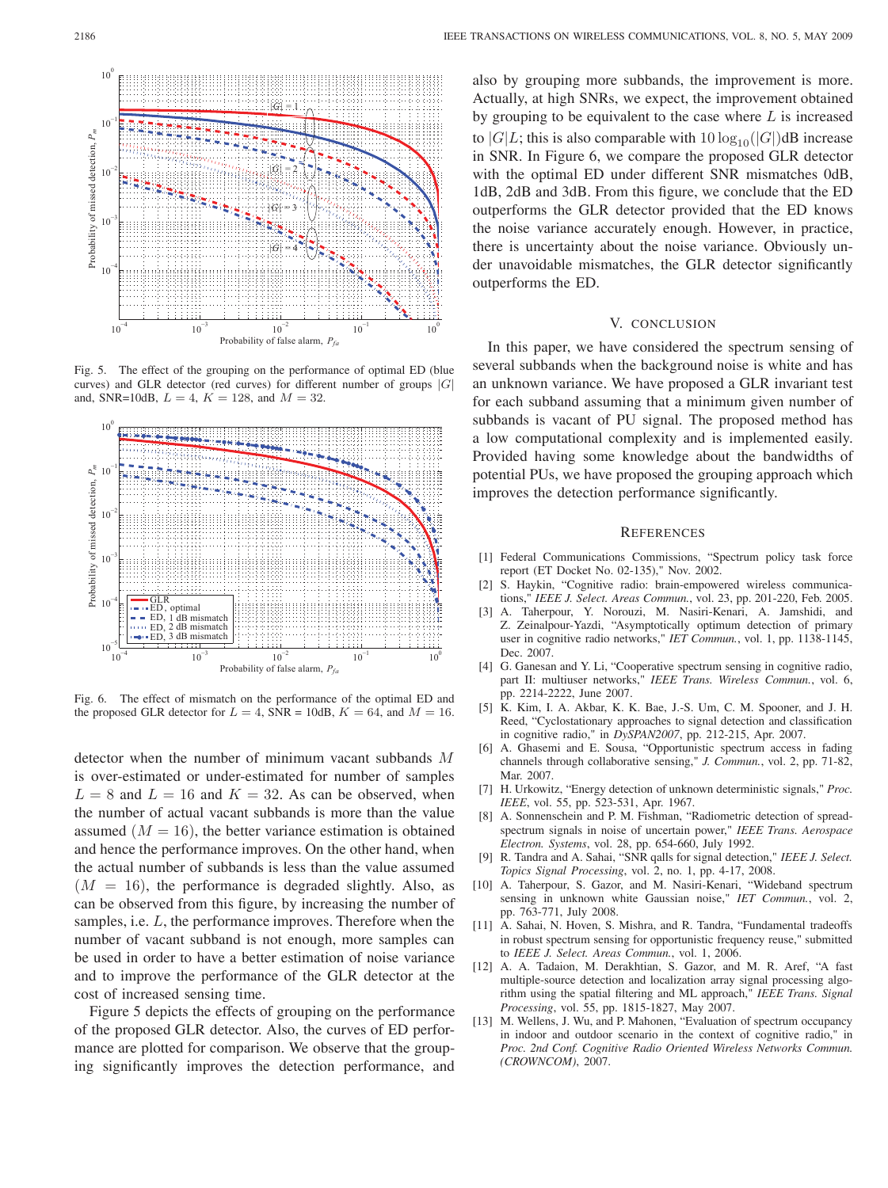$10^0$

$10^{-1}$

$10^{-2}$

$10^{-3}$

$10^{-4}$

Probability of missed detection, $P_m$

$|G|=1$

$|G|=2$

$|G|=3$

$|G|=4$

$10^{-4}$ $10^{-3}$ $10^{-2}$ $10^{-1}$ $10^0$

Probability of false alarm, $P_{fa}$

Fig. 5. The effect of the grouping on the performance of optimal ED (blue curves) and GLR detector (red curves) for different number of groups $|G|$ and, SNR=10dB, $L = 4$, $K = 128$, and $M = 32$.

$10^0$

$10^{-1}$

$10^{-2}$

$10^{-3}$

$10^{-4}$

$10^{-5}$

Probability of missed detection, $P_m$

GLR
ED, optimal
ED, 1 dB mismatch
ED, 2 dB mismatch
ED, 3 dB mismatch

$10^{-4}$ $10^{-3}$ $10^{-2}$ $10^{-1}$ $10^0$

Probability of false alarm, $P_{fa}$

Fig. 6. The effect of mismatch on the performance of the optimal ED and the proposed GLR detector for $L = 4$, SNR = 10dB, $K = 64$, and $M = 16$.

detector when the number of minimum vacant subbands $M$ is over-estimated or under-estimated for number of samples $L = 8$ and $L = 16$ and $K = 32$. As can be observed, when the number of actual vacant subbands is more than the value assumed ($M = 16$), the better variance estimation is obtained and hence the performance improves. On the other hand, when the actual number of subbands is less than the value assumed ($M = 16$), the performance is degraded slightly. Also, as can be observed from this figure, by increasing the number of samples, i.e. $L$, the performance improves. Therefore when the number of vacant subband is not enough, more samples can be used in order to have a better estimation of noise variance and to improve the performance of the GLR detector at the cost of increased sensing time.

Figure 5 depicts the effects of grouping on the performance of the proposed GLR detector. Also, the curves of ED performance are plotted for comparison. We observe that the grouping significantly improves the detection performance, and also by grouping more subbands, the improvement is more. Actually, at high SNRs, we expect, the improvement obtained by grouping to be equivalent to the case where $L$ is increased to $|G|L$; this is also comparable with $10\log_{10}(|G|)$dB increase in SNR. In Figure 6, we compare the proposed GLR detector with the optimal ED under different SNR mismatches 0dB, 1dB, 2dB and 3dB. From this figure, we conclude that the ED outperforms the GLR detector provided that the ED knows the noise variance accurately enough. However, in practice, there is uncertainty about the noise variance. Obviously under unavoidable mismatches, the GLR detector significantly outperforms the ED.

## V. Conclusion

In this paper, we have considered the spectrum sensing of several subbands when the background noise is white and has an unknown variance. We have proposed a GLR invariant test for each subband assuming that a minimum given number of subbands is vacant of PU signal. The proposed method has a low computational complexity and is implemented easily. Provided having some knowledge about the bandwidths of potential PUs, we have proposed the grouping approach which improves the detection performance significantly.

## References

[1] Federal Communications Commissions, "Spectrum policy task force report (ET Docket No. 02-135)," Nov. 2002.

[2] S. Haykin, "Cognitive radio: brain-empowered wireless communications," *IEEE J. Select. Areas Commun.*, vol. 23, pp. 201-220, Feb. 2005.

[3] A. Taherpour, Y. Norouzi, M. Nasiri-Kenari, A. Jamshidi, and Z. Zeinalpour-Yazdi, "Asymptotically optimum detection of primary user in cognitive radio networks," *IET Commun.*, vol. 1, pp. 1138-1145, Dec. 2007.

[4] G. Ganesan and Y. Li, "Cooperative spectrum sensing in cognitive radio, part II: multiuser networks," *IEEE Trans. Wireless Commun.*, vol. 6, pp. 2214-2222, June 2007.

[5] K. Kim, I. A. Akbar, K. K. Bae, J.-S. Um, C. M. Spooner, and J. H. Reed, "Cyclostationary approaches to signal detection and classification in cognitive radio," in *DySPAN2007*, pp. 212-215, Apr. 2007.

[6] A. Ghasemi and E. Sousa, "Opportunistic spectrum access in fading channels through collaborative sensing," *J. Commun.*, vol. 2, pp. 71-82, Mar. 2007.

[7] H. Urkowitz, "Energy detection of unknown deterministic signals," *Proc. IEEE*, vol. 55, pp. 523-531, Apr. 1967.

[8] A. Sonnenschein and P. M. Fishman, "Radiometric detection of spread-spectrum signals in noise of uncertain power," *IEEE Trans. Aerospace Electron. Systems*, vol. 28, pp. 654-660, July 1992.

[9] R. Tandra and A. Sahai, "SNR qalls for signal detection," *IEEE J. Select. Topics Signal Processing*, vol. 2, no. 1, pp. 4-17, 2008.

[10] A. Taherpour, S. Gazor, and M. Nasiri-Kenari, "Wideband spectrum sensing in unknown white Gaussian noise," *IET Commun.*, vol. 2, pp. 763-771, July 2008.

[11] A. Sahai, N. Hoven, S. Mishra, and R. Tandra, "Fundamental tradeoffs in robust spectrum sensing for opportunistic frequency reuse," submitted to *IEEE J. Select. Areas Commun.*, vol. 1, 2006.

[12] A. A. Tadaion, M. Derakhtian, S. Gazor, and M. R. Aref, "A fast multiple-source detection and localization array signal processing algorithm using the spatial filtering and ML approach," *IEEE Trans. Signal Processing*, vol. 55, pp. 1815-1827, May 2007.

[13] M. Wellens, J. Wu, and P. Mahonen, "Evaluation of spectrum occupancy in indoor and outdoor scenario in the context of cognitive radio," in *Proc. 2nd Conf. Cognitive Radio Oriented Wireless Networks Commun. (CROWNCOM)*, 2007.